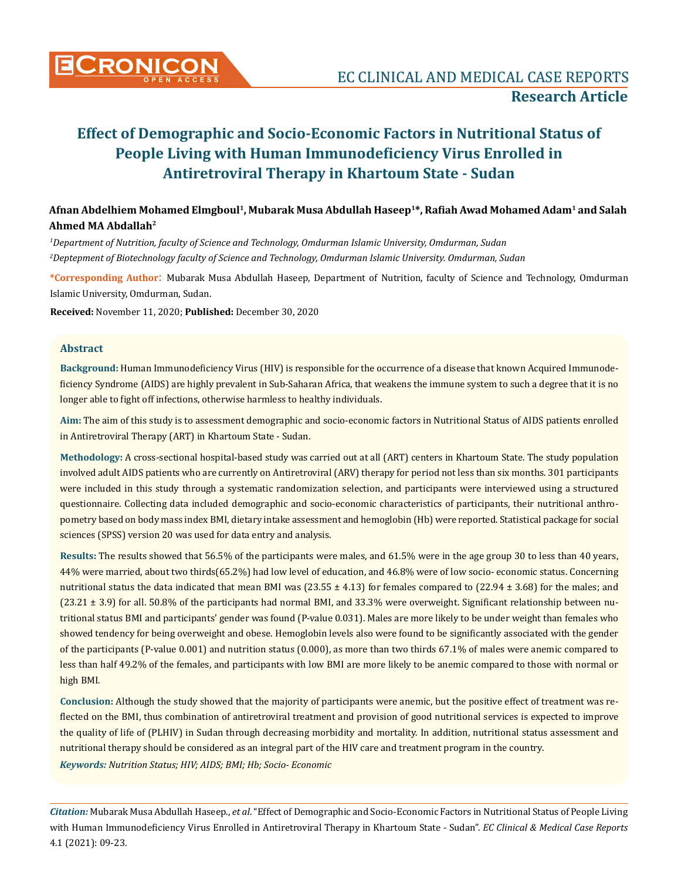# Effect of Demographic and Socio-Economic Factors in Nutritional Status of People Living with Human Immunodeficiency Virus Enrolled in Antiretroviral Therapy in Khartoum State - Sudan

**Afnan Abdelhiem Mohamed Elmgboul[1], Mubarak Musa Abdullah Haseep[1]*, Rafiah Awad Mohamed Adam[1] and Salah Ahmed MA Abdallah[2]**

*[1]Department of Nutrition, faculty of Science and Technology, Omdurman Islamic University, Omdurman, Sudan*

*[2]Deptepment of Biotechnology faculty of Science and Technology, Omdurman Islamic University. Omdurman, Sudan*

**\*Corresponding Author:** Mubarak Musa Abdullah Haseep, Department of Nutrition, faculty of Science and Technology, Omdurman Islamic University, Omdurman, Sudan.

**Received:** November 11, 2020; **Published:** December 30, 2020

## Abstract

**Background:** Human Immunodeficiency Virus (HIV) is responsible for the occurrence of a disease that known Acquired Immunodeficiency Syndrome (AIDS) are highly prevalent in Sub-Saharan Africa, that weakens the immune system to such a degree that it is no longer able to fight off infections, otherwise harmless to healthy individuals.

**Aim:** The aim of this study is to assessment demographic and socio-economic factors in Nutritional Status of AIDS patients enrolled in Antiretroviral Therapy (ART) in Khartoum State - Sudan.

**Methodology:** A cross-sectional hospital-based study was carried out at all (ART) centers in Khartoum State. The study population involved adult AIDS patients who are currently on Antiretroviral (ARV) therapy for period not less than six months. 301 participants were included in this study through a systematic randomization selection, and participants were interviewed using a structured questionnaire. Collecting data included demographic and socio-economic characteristics of participants, their nutritional anthropometry based on body mass index BMI, dietary intake assessment and hemoglobin (Hb) were reported. Statistical package for social sciences (SPSS) version 20 was used for data entry and analysis.

**Results:** The results showed that 56.5% of the participants were males, and 61.5% were in the age group 30 to less than 40 years, 44% were married, about two thirds(65.2%) had low level of education, and 46.8% were of low socio- economic status. Concerning nutritional status the data indicated that mean BMI was (23.55 ± 4.13) for females compared to (22.94 ± 3.68) for the males; and (23.21 ± 3.9) for all. 50.8% of the participants had normal BMI, and 33.3% were overweight. Significant relationship between nutritional status BMI and participants' gender was found (P-value 0.031). Males are more likely to be under weight than females who showed tendency for being overweight and obese. Hemoglobin levels also were found to be significantly associated with the gender of the participants (P-value 0.001) and nutrition status (0.000), as more than two thirds 67.1% of males were anemic compared to less than half 49.2% of the females, and participants with low BMI are more likely to be anemic compared to those with normal or high BMI.

**Conclusion:** Although the study showed that the majority of participants were anemic, but the positive effect of treatment was reflected on the BMI, thus combination of antiretroviral treatment and provision of good nutritional services is expected to improve the quality of life of (PLHIV) in Sudan through decreasing morbidity and mortality. In addition, nutritional status assessment and nutritional therapy should be considered as an integral part of the HIV care and treatment program in the country.

***Keywords:*** *Nutrition Status; HIV; AIDS; BMI; Hb; Socio- Economic*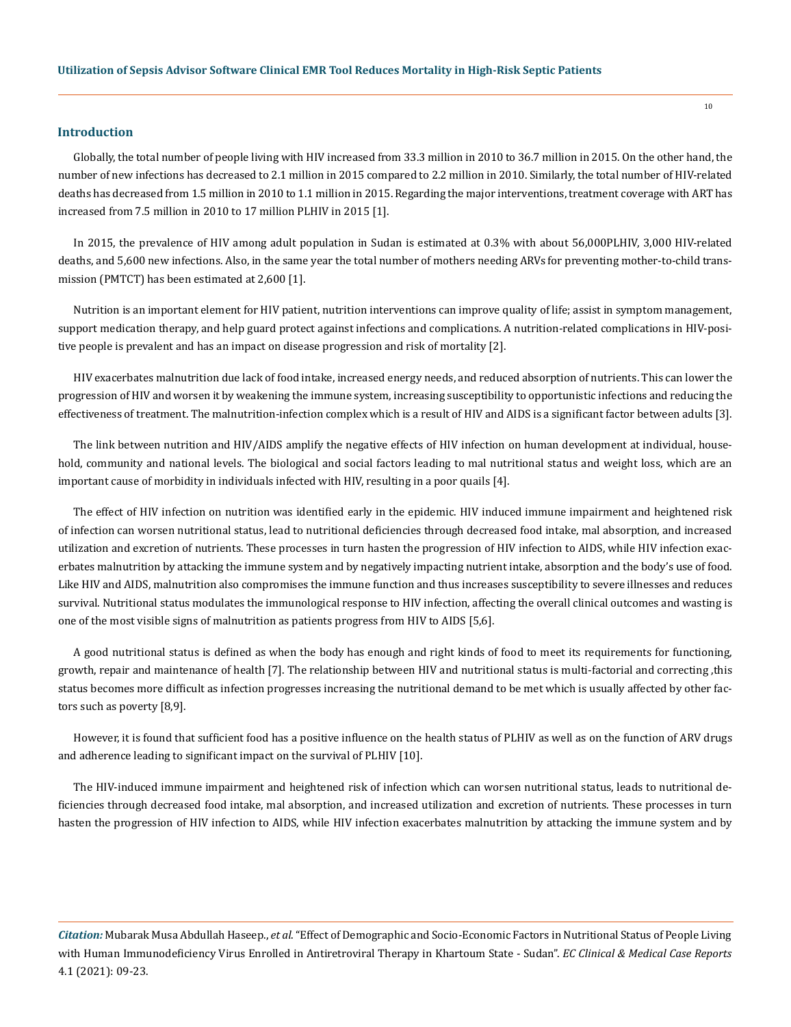## Introduction

Globally, the total number of people living with HIV increased from 33.3 million in 2010 to 36.7 million in 2015. On the other hand, the number of new infections has decreased to 2.1 million in 2015 compared to 2.2 million in 2010. Similarly, the total number of HIV-related deaths has decreased from 1.5 million in 2010 to 1.1 million in 2015. Regarding the major interventions, treatment coverage with ART has increased from 7.5 million in 2010 to 17 million PLHIV in 2015 [1].

In 2015, the prevalence of HIV among adult population in Sudan is estimated at 0.3% with about 56,000PLHIV, 3,000 HIV-related deaths, and 5,600 new infections. Also, in the same year the total number of mothers needing ARVs for preventing mother-to-child transmission (PMTCT) has been estimated at 2,600 [1].

Nutrition is an important element for HIV patient, nutrition interventions can improve quality of life; assist in symptom management, support medication therapy, and help guard protect against infections and complications. A nutrition-related complications in HIV-positive people is prevalent and has an impact on disease progression and risk of mortality [2].

HIV exacerbates malnutrition due lack of food intake, increased energy needs, and reduced absorption of nutrients. This can lower the progression of HIV and worsen it by weakening the immune system, increasing susceptibility to opportunistic infections and reducing the effectiveness of treatment. The malnutrition-infection complex which is a result of HIV and AIDS is a significant factor between adults [3].

The link between nutrition and HIV/AIDS amplify the negative effects of HIV infection on human development at individual, household, community and national levels. The biological and social factors leading to mal nutritional status and weight loss, which are an important cause of morbidity in individuals infected with HIV, resulting in a poor quails [4].

The effect of HIV infection on nutrition was identified early in the epidemic. HIV induced immune impairment and heightened risk of infection can worsen nutritional status, lead to nutritional deficiencies through decreased food intake, mal absorption, and increased utilization and excretion of nutrients. These processes in turn hasten the progression of HIV infection to AIDS, while HIV infection exacerbates malnutrition by attacking the immune system and by negatively impacting nutrient intake, absorption and the body's use of food. Like HIV and AIDS, malnutrition also compromises the immune function and thus increases susceptibility to severe illnesses and reduces survival. Nutritional status modulates the immunological response to HIV infection, affecting the overall clinical outcomes and wasting is one of the most visible signs of malnutrition as patients progress from HIV to AIDS [5,6].

A good nutritional status is defined as when the body has enough and right kinds of food to meet its requirements for functioning, growth, repair and maintenance of health [7]. The relationship between HIV and nutritional status is multi-factorial and correcting ,this status becomes more difficult as infection progresses increasing the nutritional demand to be met which is usually affected by other factors such as poverty [8,9].

However, it is found that sufficient food has a positive influence on the health status of PLHIV as well as on the function of ARV drugs and adherence leading to significant impact on the survival of PLHIV [10].

The HIV-induced immune impairment and heightened risk of infection which can worsen nutritional status, leads to nutritional deficiencies through decreased food intake, mal absorption, and increased utilization and excretion of nutrients. These processes in turn hasten the progression of HIV infection to AIDS, while HIV infection exacerbates malnutrition by attacking the immune system and by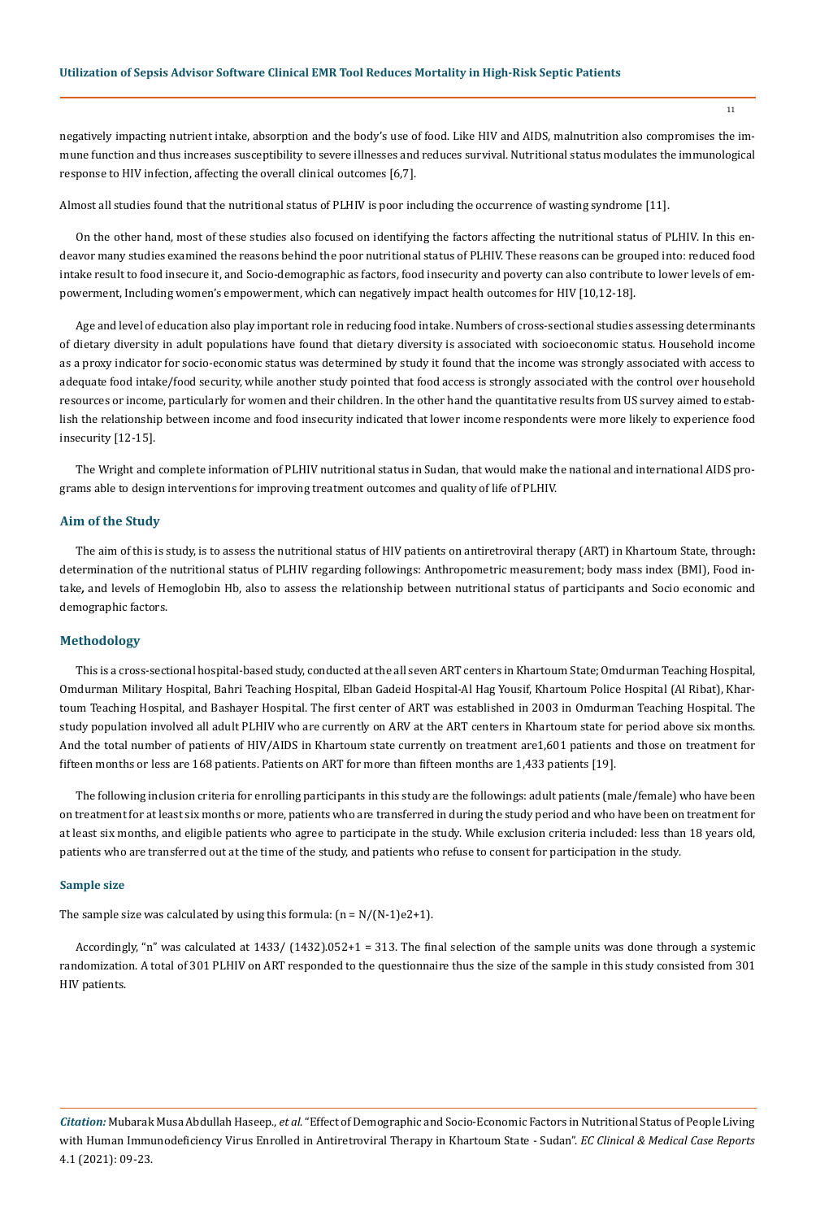negatively impacting nutrient intake, absorption and the body's use of food. Like HIV and AIDS, malnutrition also compromises the immune function and thus increases susceptibility to severe illnesses and reduces survival. Nutritional status modulates the immunological response to HIV infection, affecting the overall clinical outcomes [6,7].

Almost all studies found that the nutritional status of PLHIV is poor including the occurrence of wasting syndrome [11].

On the other hand, most of these studies also focused on identifying the factors affecting the nutritional status of PLHIV. In this endeavor many studies examined the reasons behind the poor nutritional status of PLHIV. These reasons can be grouped into: reduced food intake result to food insecure it, and Socio-demographic as factors, food insecurity and poverty can also contribute to lower levels of empowerment, Including women's empowerment, which can negatively impact health outcomes for HIV [10,12-18].

Age and level of education also play important role in reducing food intake. Numbers of cross-sectional studies assessing determinants of dietary diversity in adult populations have found that dietary diversity is associated with socioeconomic status. Household income as a proxy indicator for socio-economic status was determined by study it found that the income was strongly associated with access to adequate food intake/food security, while another study pointed that food access is strongly associated with the control over household resources or income, particularly for women and their children. In the other hand the quantitative results from US survey aimed to establish the relationship between income and food insecurity indicated that lower income respondents were more likely to experience food insecurity [12-15].

The Wright and complete information of PLHIV nutritional status in Sudan, that would make the national and international AIDS programs able to design interventions for improving treatment outcomes and quality of life of PLHIV.

## Aim of the Study

The aim of this is study, is to assess the nutritional status of HIV patients on antiretroviral therapy (ART) in Khartoum State, through**:** determination of the nutritional status of PLHIV regarding followings: Anthropometric measurement; body mass index (BMI), Food intake**,** and levels of Hemoglobin Hb, also to assess the relationship between nutritional status of participants and Socio economic and demographic factors.

## Methodology

This is a cross-sectional hospital-based study, conducted at the all seven ART centers in Khartoum State; Omdurman Teaching Hospital, Omdurman Military Hospital, Bahri Teaching Hospital, Elban Gadeid Hospital-Al Hag Yousif, Khartoum Police Hospital (Al Ribat), Khartoum Teaching Hospital, and Bashayer Hospital. The first center of ART was established in 2003 in Omdurman Teaching Hospital. The study population involved all adult PLHIV who are currently on ARV at the ART centers in Khartoum state for period above six months. And the total number of patients of HIV/AIDS in Khartoum state currently on treatment are1,601 patients and those on treatment for fifteen months or less are 168 patients. Patients on ART for more than fifteen months are 1,433 patients [19].

The following inclusion criteria for enrolling participants in this study are the followings: adult patients (male/female) who have been on treatment for at least six months or more, patients who are transferred in during the study period and who have been on treatment for at least six months, and eligible patients who agree to participate in the study. While exclusion criteria included: less than 18 years old, patients who are transferred out at the time of the study, and patients who refuse to consent for participation in the study.

### Sample size

The sample size was calculated by using this formula: ($n = N/(N-1)e2+1$).

Accordingly, "n" was calculated at 1433/ (1432).052+1 = 313. The final selection of the sample units was done through a systemic randomization. A total of 301 PLHIV on ART responded to the questionnaire thus the size of the sample in this study consisted from 301 HIV patients.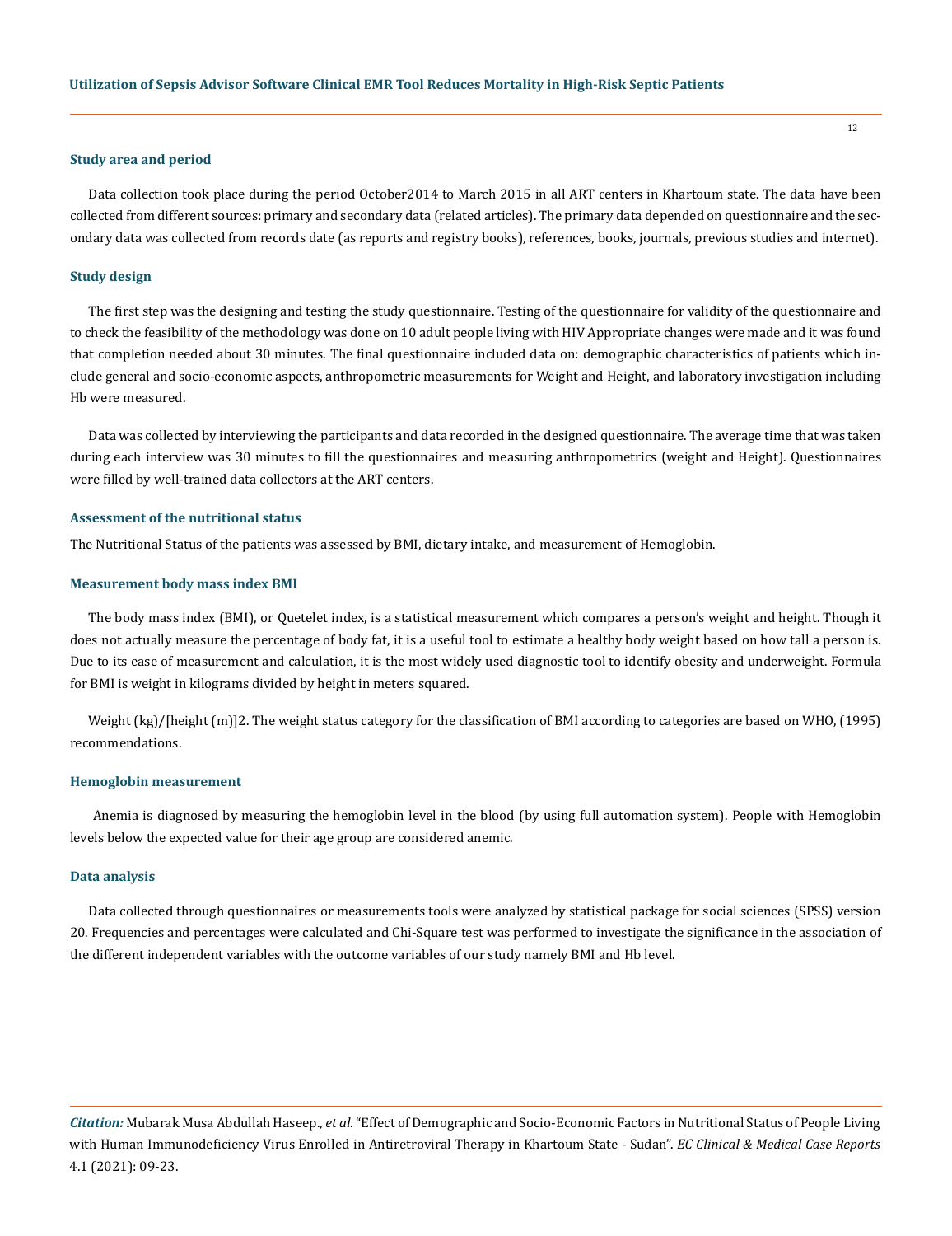### Study area and period

Data collection took place during the period October2014 to March 2015 in all ART centers in Khartoum state. The data have been collected from different sources: primary and secondary data (related articles). The primary data depended on questionnaire and the secondary data was collected from records date (as reports and registry books), references, books, journals, previous studies and internet).

### Study design

The first step was the designing and testing the study questionnaire. Testing of the questionnaire for validity of the questionnaire and to check the feasibility of the methodology was done on 10 adult people living with HIV Appropriate changes were made and it was found that completion needed about 30 minutes. The final questionnaire included data on: demographic characteristics of patients which include general and socio-economic aspects, anthropometric measurements for Weight and Height, and laboratory investigation including Hb were measured.

Data was collected by interviewing the participants and data recorded in the designed questionnaire. The average time that was taken during each interview was 30 minutes to fill the questionnaires and measuring anthropometrics (weight and Height). Questionnaires were filled by well-trained data collectors at the ART centers.

### Assessment of the nutritional status

The Nutritional Status of the patients was assessed by BMI, dietary intake, and measurement of Hemoglobin.

### Measurement body mass index BMI

The body mass index (BMI), or Quetelet index, is a statistical measurement which compares a person's weight and height. Though it does not actually measure the percentage of body fat, it is a useful tool to estimate a healthy body weight based on how tall a person is. Due to its ease of measurement and calculation, it is the most widely used diagnostic tool to identify obesity and underweight. Formula for BMI is weight in kilograms divided by height in meters squared.

Weight (kg)/[height (m)]2. The weight status category for the classification of BMI according to categories are based on WHO, (1995) recommendations.

### Hemoglobin measurement

Anemia is diagnosed by measuring the hemoglobin level in the blood (by using full automation system). People with Hemoglobin levels below the expected value for their age group are considered anemic.

### Data analysis

Data collected through questionnaires or measurements tools were analyzed by statistical package for social sciences (SPSS) version 20. Frequencies and percentages were calculated and Chi-Square test was performed to investigate the significance in the association of the different independent variables with the outcome variables of our study namely BMI and Hb level.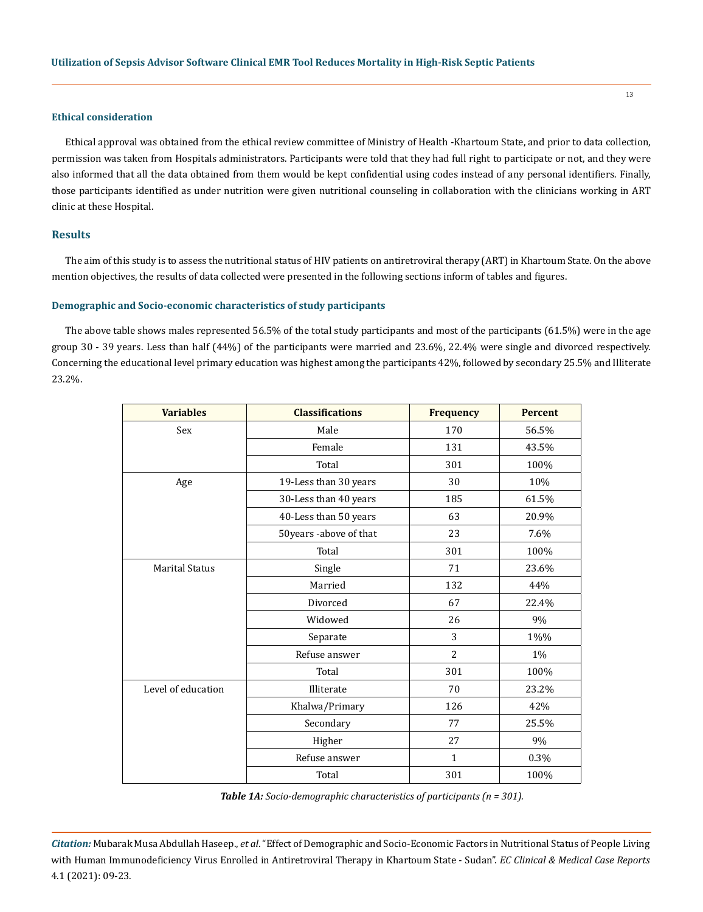### Ethical consideration

Ethical approval was obtained from the ethical review committee of Ministry of Health -Khartoum State, and prior to data collection, permission was taken from Hospitals administrators. Participants were told that they had full right to participate or not, and they were also informed that all the data obtained from them would be kept confidential using codes instead of any personal identifiers. Finally, those participants identified as under nutrition were given nutritional counseling in collaboration with the clinicians working in ART clinic at these Hospital.

## Results

The aim of this study is to assess the nutritional status of HIV patients on antiretroviral therapy (ART) in Khartoum State. On the above mention objectives, the results of data collected were presented in the following sections inform of tables and figures.

### Demographic and Socio-economic characteristics of study participants

The above table shows males represented 56.5% of the total study participants and most of the participants (61.5%) were in the age group 30 - 39 years. Less than half (44%) of the participants were married and 23.6%, 22.4% were single and divorced respectively. Concerning the educational level primary education was highest among the participants 42%, followed by secondary 25.5% and Illiterate 23.2%.

| Variables | Classifications | Frequency | Percent |
|---|---|---|---|
| Sex | Male | 170 | 56.5% |
| | Female | 131 | 43.5% |
| | Total | 301 | 100% |
| Age | 19-Less than 30 years | 30 | 10% |
| | 30-Less than 40 years | 185 | 61.5% |
| | 40-Less than 50 years | 63 | 20.9% |
| | 50years -above of that | 23 | 7.6% |
| | Total | 301 | 100% |
| Marital Status | Single | 71 | 23.6% |
| | Married | 132 | 44% |
| | Divorced | 67 | 22.4% |
| | Widowed | 26 | 9% |
| | Separate | 3 | 1%% |
| | Refuse answer | 2 | 1% |
| | Total | 301 | 100% |
| Level of education | Illiterate | 70 | 23.2% |
| | Khalwa/Primary | 126 | 42% |
| | Secondary | 77 | 25.5% |
| | Higher | 27 | 9% |
| | Refuse answer | 1 | 0.3% |
| | Total | 301 | 100% |

***Table 1A:*** *Socio-demographic characteristics of participants (n = 301).*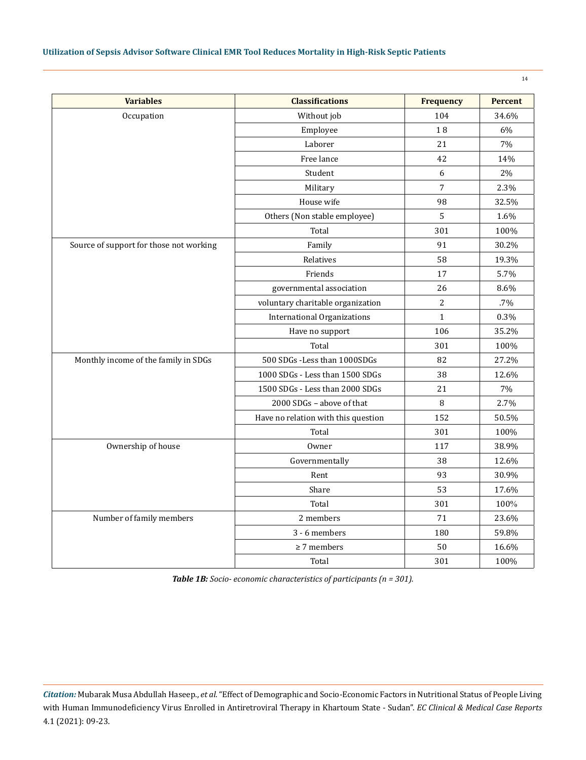| Variables | Classifications | Frequency | Percent |
|---|---|---|---|
| Occupation | Without job | 104 | 34.6% |
| | Employee | 1 8 | 6% |
| | Laborer | 21 | 7% |
| | Free lance | 42 | 14% |
| | Student | 6 | 2% |
| | Military | 7 | 2.3% |
| | House wife | 98 | 32.5% |
| | Others (Non stable employee) | 5 | 1.6% |
| | Total | 301 | 100% |
| Source of support for those not working | Family | 91 | 30.2% |
| | Relatives | 58 | 19.3% |
| | Friends | 17 | 5.7% |
| | governmental association | 26 | 8.6% |
| | voluntary charitable organization | 2 | .7% |
| | International Organizations | 1 | 0.3% |
| | Have no support | 106 | 35.2% |
| | Total | 301 | 100% |
| Monthly income of the family in SDGs | 500 SDGs -Less than 1000SDGs | 82 | 27.2% |
| | 1000 SDGs - Less than 1500 SDGs | 38 | 12.6% |
| | 1500 SDGs - Less than 2000 SDGs | 21 | 7% |
| | 2000 SDGs – above of that | 8 | 2.7% |
| | Have no relation with this question | 152 | 50.5% |
| | Total | 301 | 100% |
| Ownership of house | Owner | 117 | 38.9% |
| | Governmentally | 38 | 12.6% |
| | Rent | 93 | 30.9% |
| | Share | 53 | 17.6% |
| | Total | 301 | 100% |
| Number of family members | 2 members | 71 | 23.6% |
| | 3 - 6 members | 180 | 59.8% |
| | ≥ 7 members | 50 | 16.6% |
| | Total | 301 | 100% |

***Table 1B:*** *Socio- economic characteristics of participants (n = 301).*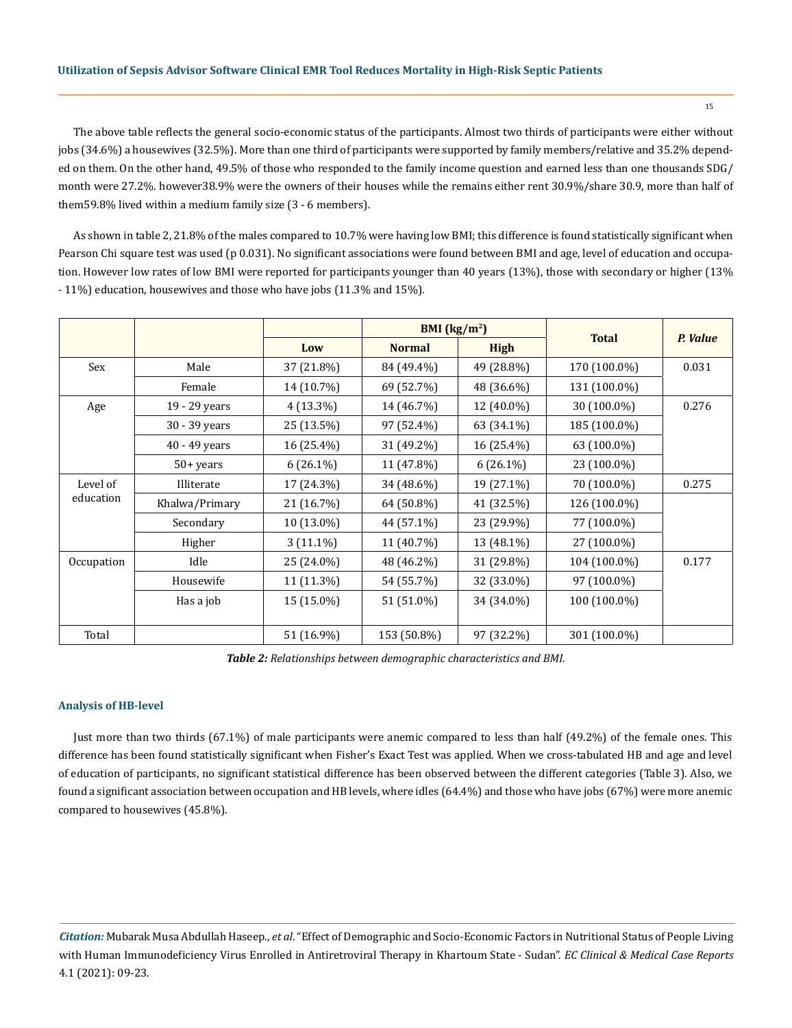The above table reflects the general socio-economic status of the participants. Almost two thirds of participants were either without jobs (34.6%) a housewives (32.5%). More than one third of participants were supported by family members/relative and 35.2% depended on them. On the other hand, 49.5% of those who responded to the family income question and earned less than one thousands SDG/month were 27.2%. however38.9% were the owners of their houses while the remains either rent 30.9%/share 30.9, more than half of them59.8% lived within a medium family size (3 - 6 members).

As shown in table 2, 21.8% of the males compared to 10.7% were having low BMI; this difference is found statistically significant when Pearson Chi square test was used (p 0.031). No significant associations were found between BMI and age, level of education and occupation. However low rates of low BMI were reported for participants younger than 40 years (13%), those with secondary or higher (13% - 11%) education, housewives and those who have jobs (11.3% and 15%).

| | | BMI ($kg/m^2$) | | | Total | *P. Value* |
|---|---|---|---|---|---|---|
| | | **Low** | **Normal** | **High** | | |
| Sex | Male | 37 (21.8%) | 84 (49.4%) | 49 (28.8%) | 170 (100.0%) | 0.031 |
| | Female | 14 (10.7%) | 69 (52.7%) | 48 (36.6%) | 131 (100.0%) | |
| Age | 19 - 29 years | 4 (13.3%) | 14 (46.7%) | 12 (40.0%) | 30 (100.0%) | 0.276 |
| | 30 - 39 years | 25 (13.5%) | 97 (52.4%) | 63 (34.1%) | 185 (100.0%) | |
| | 40 - 49 years | 16 (25.4%) | 31 (49.2%) | 16 (25.4%) | 63 (100.0%) | |
| | 50+ years | 6 (26.1%) | 11 (47.8%) | 6 (26.1%) | 23 (100.0%) | |
| Level of education | Illiterate | 17 (24.3%) | 34 (48.6%) | 19 (27.1%) | 70 (100.0%) | 0.275 |
| | Khalwa/Primary | 21 (16.7%) | 64 (50.8%) | 41 (32.5%) | 126 (100.0%) | |
| | Secondary | 10 (13.0%) | 44 (57.1%) | 23 (29.9%) | 77 (100.0%) | |
| | Higher | 3 (11.1%) | 11 (40.7%) | 13 (48.1%) | 27 (100.0%) | |
| Occupation | Idle | 25 (24.0%) | 48 (46.2%) | 31 (29.8%) | 104 (100.0%) | 0.177 |
| | Housewife | 11 (11.3%) | 54 (55.7%) | 32 (33.0%) | 97 (100.0%) | |
| | Has a job | 15 (15.0%) | 51 (51.0%) | 34 (34.0%) | 100 (100.0%) | |
| Total | | 51 (16.9%) | 153 (50.8%) | 97 (32.2%) | 301 (100.0%) | |

***Table 2:*** *Relationships between demographic characteristics and BMI.*

### Analysis of HB-level

Just more than two thirds (67.1%) of male participants were anemic compared to less than half (49.2%) of the female ones. This difference has been found statistically significant when Fisher's Exact Test was applied. When we cross-tabulated HB and age and level of education of participants, no significant statistical difference has been observed between the different categories (Table 3). Also, we found a significant association between occupation and HB levels, where idles (64.4%) and those who have jobs (67%) were more anemic compared to housewives (45.8%).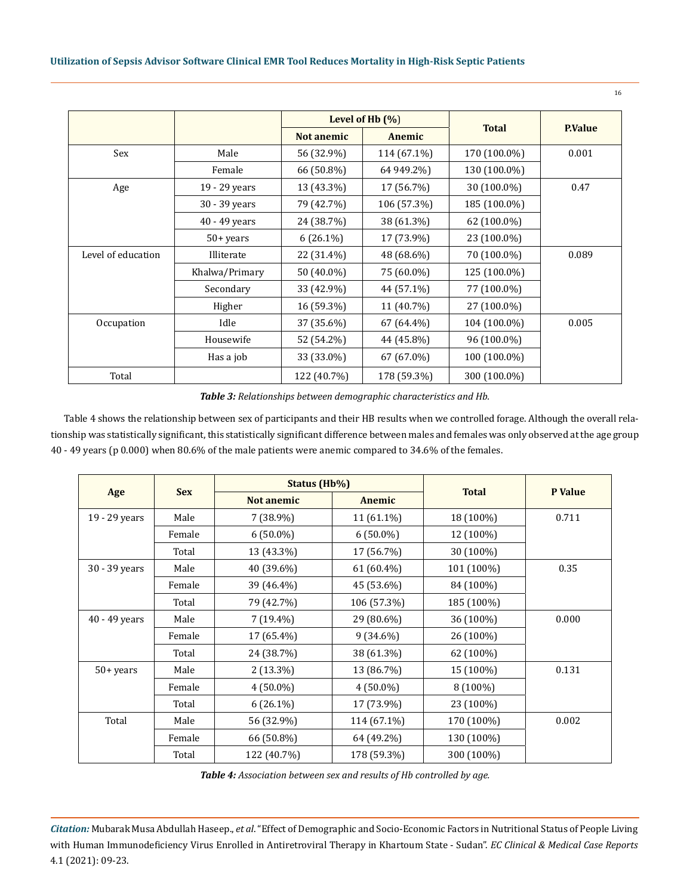| | | Level of Hb (%) | | Total | P.Value |
|---|---|---|---|---|---|
| | | Not anemic | Anemic | | |
| Sex | Male | 56 (32.9%) | 114 (67.1%) | 170 (100.0%) | 0.001 |
| | Female | 66 (50.8%) | 64 949.2%) | 130 (100.0%) | |
| Age | 19 - 29 years | 13 (43.3%) | 17 (56.7%) | 30 (100.0%) | 0.47 |
| | 30 - 39 years | 79 (42.7%) | 106 (57.3%) | 185 (100.0%) | |
| | 40 - 49 years | 24 (38.7%) | 38 (61.3%) | 62 (100.0%) | |
| | 50+ years | 6 (26.1%) | 17 (73.9%) | 23 (100.0%) | |
| Level of education | Illiterate | 22 (31.4%) | 48 (68.6%) | 70 (100.0%) | 0.089 |
| | Khalwa/Primary | 50 (40.0%) | 75 (60.0%) | 125 (100.0%) | |
| | Secondary | 33 (42.9%) | 44 (57.1%) | 77 (100.0%) | |
| | Higher | 16 (59.3%) | 11 (40.7%) | 27 (100.0%) | |
| Occupation | Idle | 37 (35.6%) | 67 (64.4%) | 104 (100.0%) | 0.005 |
| | Housewife | 52 (54.2%) | 44 (45.8%) | 96 (100.0%) | |
| | Has a job | 33 (33.0%) | 67 (67.0%) | 100 (100.0%) | |
| Total | | 122 (40.7%) | 178 (59.3%) | 300 (100.0%) | |

*Table 3: Relationships between demographic characteristics and Hb.*

Table 4 shows the relationship between sex of participants and their HB results when we controlled forage. Although the overall relationship was statistically significant, this statistically significant difference between males and females was only observed at the age group 40 - 49 years (p 0.000) when 80.6% of the male patients were anemic compared to 34.6% of the females.

| Age | Sex | Status (Hb%) | | Total | P Value |
|---|---|---|---|---|---|
| | | Not anemic | Anemic | | |
| 19 - 29 years | Male | 7 (38.9%) | 11 (61.1%) | 18 (100%) | 0.711 |
| | Female | 6 (50.0%) | 6 (50.0%) | 12 (100%) | |
| | Total | 13 (43.3%) | 17 (56.7%) | 30 (100%) | |
| 30 - 39 years | Male | 40 (39.6%) | 61 (60.4%) | 101 (100%) | 0.35 |
| | Female | 39 (46.4%) | 45 (53.6%) | 84 (100%) | |
| | Total | 79 (42.7%) | 106 (57.3%) | 185 (100%) | |
| 40 - 49 years | Male | 7 (19.4%) | 29 (80.6%) | 36 (100%) | 0.000 |
| | Female | 17 (65.4%) | 9 (34.6%) | 26 (100%) | |
| | Total | 24 (38.7%) | 38 (61.3%) | 62 (100%) | |
| 50+ years | Male | 2 (13.3%) | 13 (86.7%) | 15 (100%) | 0.131 |
| | Female | 4 (50.0%) | 4 (50.0%) | 8 (100%) | |
| | Total | 6 (26.1%) | 17 (73.9%) | 23 (100%) | |
| Total | Male | 56 (32.9%) | 114 (67.1%) | 170 (100%) | 0.002 |
| | Female | 66 (50.8%) | 64 (49.2%) | 130 (100%) | |
| | Total | 122 (40.7%) | 178 (59.3%) | 300 (100%) | |

*Table 4: Association between sex and results of Hb controlled by age.*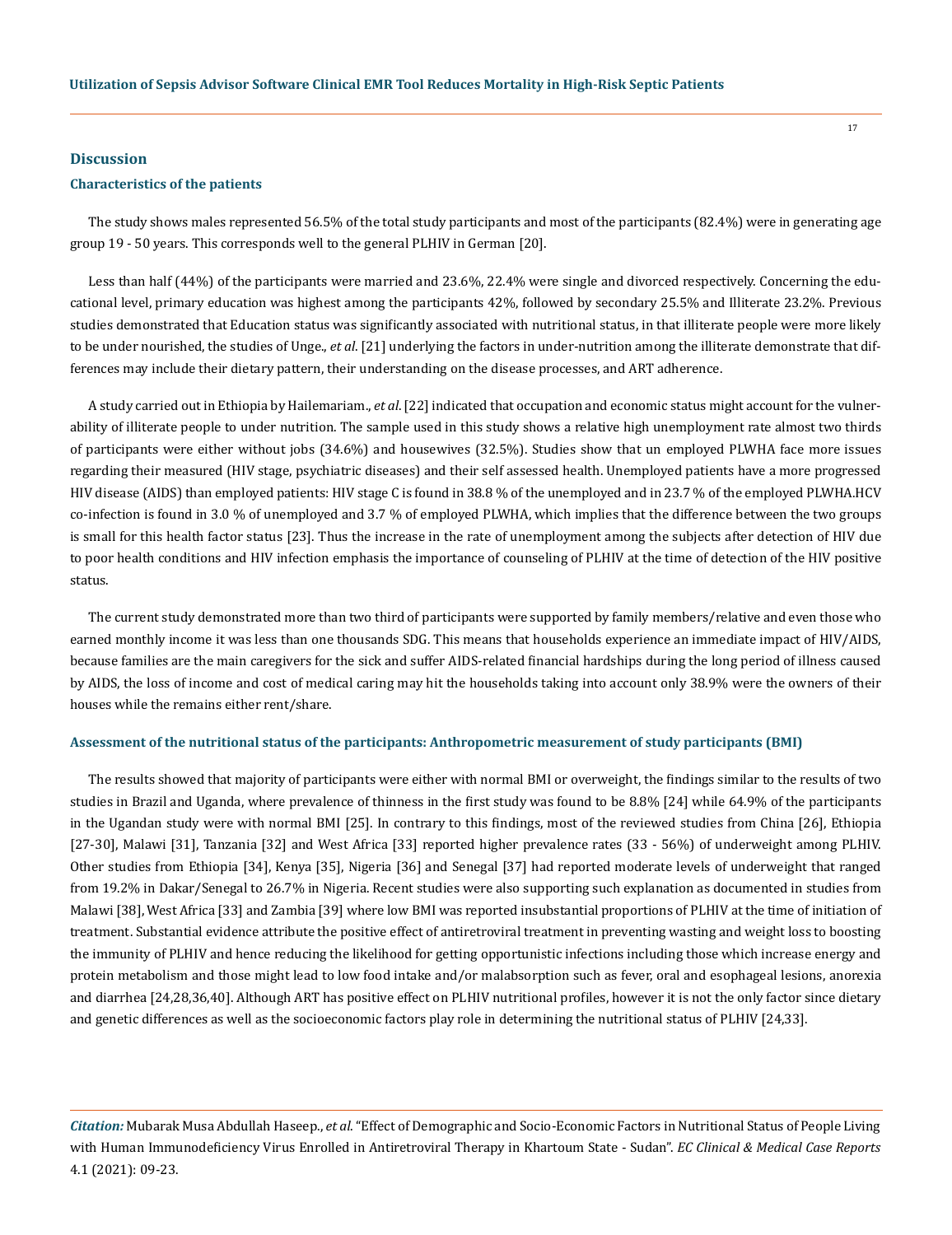## Discussion

### Characteristics of the patients

The study shows males represented 56.5% of the total study participants and most of the participants (82.4%) were in generating age group 19 - 50 years. This corresponds well to the general PLHIV in German [20].

Less than half (44%) of the participants were married and 23.6%, 22.4% were single and divorced respectively. Concerning the educational level, primary education was highest among the participants 42%, followed by secondary 25.5% and Illiterate 23.2%. Previous studies demonstrated that Education status was significantly associated with nutritional status, in that illiterate people were more likely to be under nourished, the studies of Unge., *et al*. [21] underlying the factors in under-nutrition among the illiterate demonstrate that differences may include their dietary pattern, their understanding on the disease processes, and ART adherence.

A study carried out in Ethiopia by Hailemariam., *et al*. [22] indicated that occupation and economic status might account for the vulnerability of illiterate people to under nutrition. The sample used in this study shows a relative high unemployment rate almost two thirds of participants were either without jobs (34.6%) and housewives (32.5%). Studies show that un employed PLWHA face more issues regarding their measured (HIV stage, psychiatric diseases) and their self assessed health. Unemployed patients have a more progressed HIV disease (AIDS) than employed patients: HIV stage C is found in 38.8 % of the unemployed and in 23.7 % of the employed PLWHA.HCV co-infection is found in 3.0 % of unemployed and 3.7 % of employed PLWHA, which implies that the difference between the two groups is small for this health factor status [23]. Thus the increase in the rate of unemployment among the subjects after detection of HIV due to poor health conditions and HIV infection emphasis the importance of counseling of PLHIV at the time of detection of the HIV positive status.

The current study demonstrated more than two third of participants were supported by family members/relative and even those who earned monthly income it was less than one thousands SDG. This means that households experience an immediate impact of HIV/AIDS, because families are the main caregivers for the sick and suffer AIDS-related financial hardships during the long period of illness caused by AIDS, the loss of income and cost of medical caring may hit the households taking into account only 38.9% were the owners of their houses while the remains either rent/share.

### Assessment of the nutritional status of the participants: Anthropometric measurement of study participants (BMI)

The results showed that majority of participants were either with normal BMI or overweight, the findings similar to the results of two studies in Brazil and Uganda, where prevalence of thinness in the first study was found to be 8.8% [24] while 64.9% of the participants in the Ugandan study were with normal BMI [25]. In contrary to this findings, most of the reviewed studies from China [26], Ethiopia [27-30], Malawi [31], Tanzania [32] and West Africa [33] reported higher prevalence rates (33 - 56%) of underweight among PLHIV. Other studies from Ethiopia [34], Kenya [35], Nigeria [36] and Senegal [37] had reported moderate levels of underweight that ranged from 19.2% in Dakar/Senegal to 26.7% in Nigeria. Recent studies were also supporting such explanation as documented in studies from Malawi [38], West Africa [33] and Zambia [39] where low BMI was reported insubstantial proportions of PLHIV at the time of initiation of treatment. Substantial evidence attribute the positive effect of antiretroviral treatment in preventing wasting and weight loss to boosting the immunity of PLHIV and hence reducing the likelihood for getting opportunistic infections including those which increase energy and protein metabolism and those might lead to low food intake and/or malabsorption such as fever, oral and esophageal lesions, anorexia and diarrhea [24,28,36,40]. Although ART has positive effect on PLHIV nutritional profiles, however it is not the only factor since dietary and genetic differences as well as the socioeconomic factors play role in determining the nutritional status of PLHIV [24,33].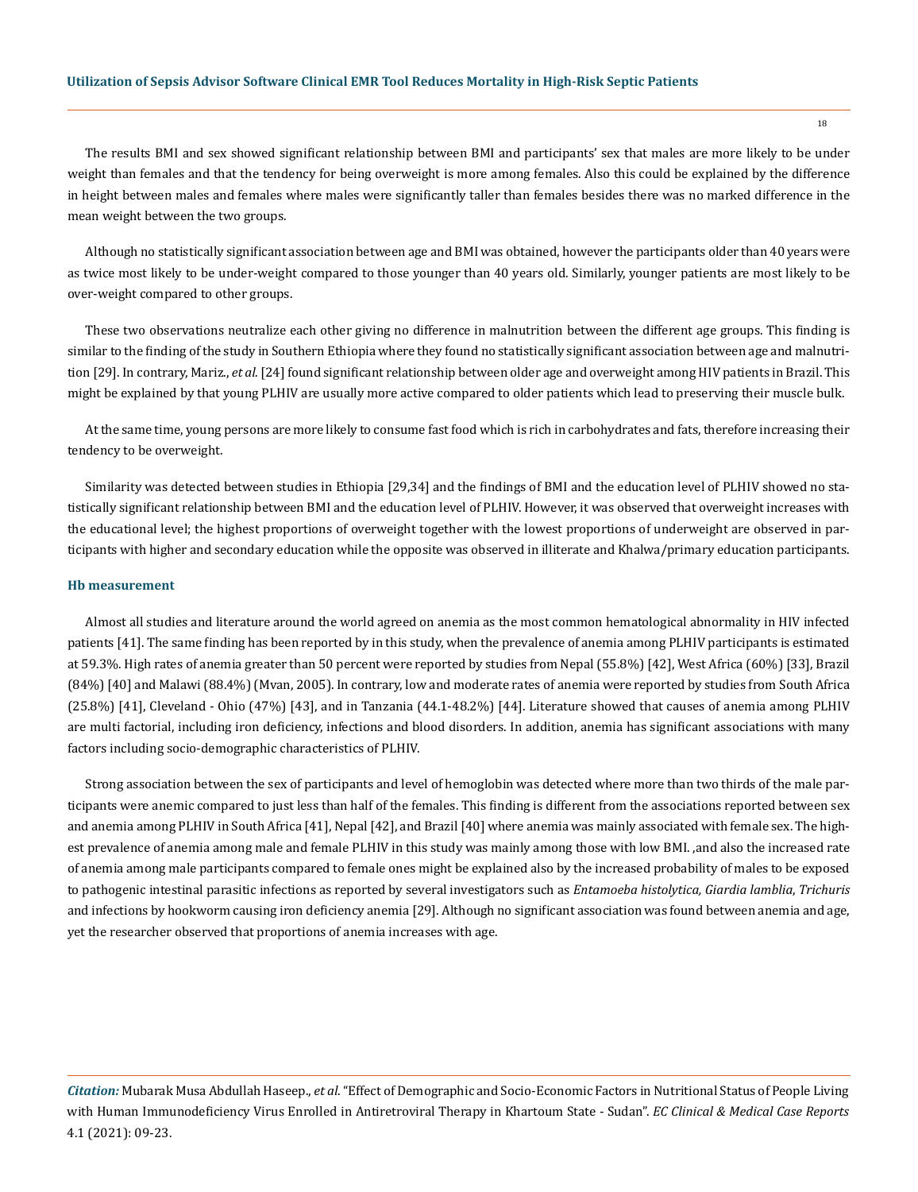The results BMI and sex showed significant relationship between BMI and participants' sex that males are more likely to be under weight than females and that the tendency for being overweight is more among females. Also this could be explained by the difference in height between males and females where males were significantly taller than females besides there was no marked difference in the mean weight between the two groups.

Although no statistically significant association between age and BMI was obtained, however the participants older than 40 years were as twice most likely to be under-weight compared to those younger than 40 years old. Similarly, younger patients are most likely to be over-weight compared to other groups.

These two observations neutralize each other giving no difference in malnutrition between the different age groups. This finding is similar to the finding of the study in Southern Ethiopia where they found no statistically significant association between age and malnutrition [29]. In contrary, Mariz., *et al.* [24] found significant relationship between older age and overweight among HIV patients in Brazil. This might be explained by that young PLHIV are usually more active compared to older patients which lead to preserving their muscle bulk.

At the same time, young persons are more likely to consume fast food which is rich in carbohydrates and fats, therefore increasing their tendency to be overweight.

Similarity was detected between studies in Ethiopia [29,34] and the findings of BMI and the education level of PLHIV showed no statistically significant relationship between BMI and the education level of PLHIV. However, it was observed that overweight increases with the educational level; the highest proportions of overweight together with the lowest proportions of underweight are observed in participants with higher and secondary education while the opposite was observed in illiterate and Khalwa/primary education participants.

### Hb measurement

Almost all studies and literature around the world agreed on anemia as the most common hematological abnormality in HIV infected patients [41]. The same finding has been reported by in this study, when the prevalence of anemia among PLHIV participants is estimated at 59.3%. High rates of anemia greater than 50 percent were reported by studies from Nepal (55.8%) [42], West Africa (60%) [33], Brazil (84%) [40] and Malawi (88.4%) (Mvan, 2005). In contrary, low and moderate rates of anemia were reported by studies from South Africa (25.8%) [41], Cleveland - Ohio (47%) [43], and in Tanzania (44.1-48.2%) [44]. Literature showed that causes of anemia among PLHIV are multi factorial, including iron deficiency, infections and blood disorders. In addition, anemia has significant associations with many factors including socio-demographic characteristics of PLHIV.

Strong association between the sex of participants and level of hemoglobin was detected where more than two thirds of the male participants were anemic compared to just less than half of the females. This finding is different from the associations reported between sex and anemia among PLHIV in South Africa [41], Nepal [42], and Brazil [40] where anemia was mainly associated with female sex. The highest prevalence of anemia among male and female PLHIV in this study was mainly among those with low BMI. ,and also the increased rate of anemia among male participants compared to female ones might be explained also by the increased probability of males to be exposed to pathogenic intestinal parasitic infections as reported by several investigators such as *Entamoeba histolytica, Giardia lamblia*, *Trichuris* and infections by hookworm causing iron deficiency anemia [29]. Although no significant association was found between anemia and age, yet the researcher observed that proportions of anemia increases with age.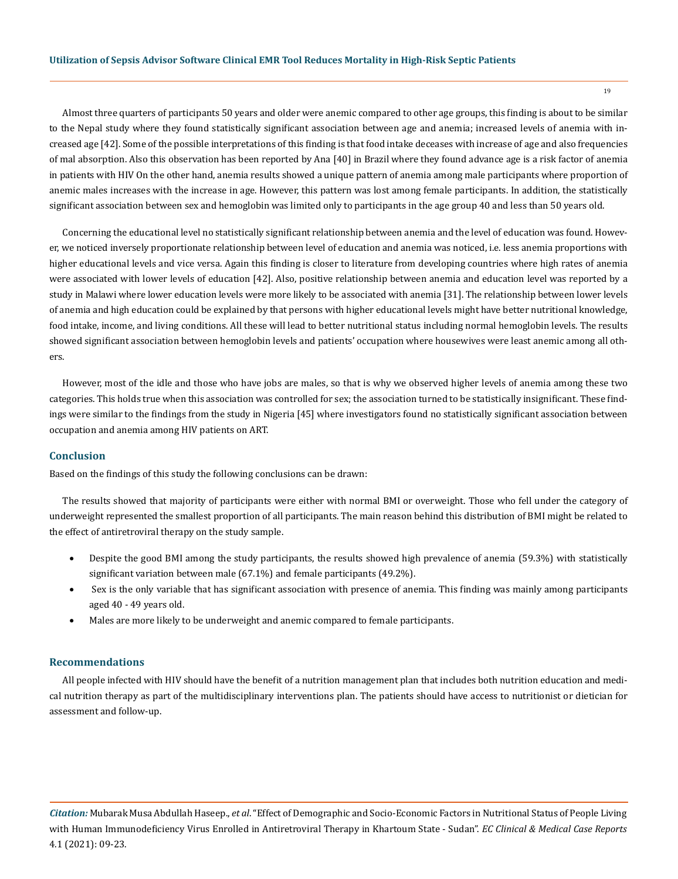Almost three quarters of participants 50 years and older were anemic compared to other age groups, this finding is about to be similar to the Nepal study where they found statistically significant association between age and anemia; increased levels of anemia with increased age [42]. Some of the possible interpretations of this finding is that food intake deceases with increase of age and also frequencies of mal absorption. Also this observation has been reported by Ana [40] in Brazil where they found advance age is a risk factor of anemia in patients with HIV On the other hand, anemia results showed a unique pattern of anemia among male participants where proportion of anemic males increases with the increase in age. However, this pattern was lost among female participants. In addition, the statistically significant association between sex and hemoglobin was limited only to participants in the age group 40 and less than 50 years old.

Concerning the educational level no statistically significant relationship between anemia and the level of education was found. However, we noticed inversely proportionate relationship between level of education and anemia was noticed, i.e. less anemia proportions with higher educational levels and vice versa. Again this finding is closer to literature from developing countries where high rates of anemia were associated with lower levels of education [42]. Also, positive relationship between anemia and education level was reported by a study in Malawi where lower education levels were more likely to be associated with anemia [31]. The relationship between lower levels of anemia and high education could be explained by that persons with higher educational levels might have better nutritional knowledge, food intake, income, and living conditions. All these will lead to better nutritional status including normal hemoglobin levels. The results showed significant association between hemoglobin levels and patients' occupation where housewives were least anemic among all others.

However, most of the idle and those who have jobs are males, so that is why we observed higher levels of anemia among these two categories. This holds true when this association was controlled for sex; the association turned to be statistically insignificant. These findings were similar to the findings from the study in Nigeria [45] where investigators found no statistically significant association between occupation and anemia among HIV patients on ART.

## Conclusion

Based on the findings of this study the following conclusions can be drawn:

The results showed that majority of participants were either with normal BMI or overweight. Those who fell under the category of underweight represented the smallest proportion of all participants. The main reason behind this distribution of BMI might be related to the effect of antiretroviral therapy on the study sample.

- Despite the good BMI among the study participants, the results showed high prevalence of anemia (59.3%) with statistically significant variation between male (67.1%) and female participants (49.2%).
- Sex is the only variable that has significant association with presence of anemia. This finding was mainly among participants aged 40 - 49 years old.
- Males are more likely to be underweight and anemic compared to female participants.

## Recommendations

All people infected with HIV should have the benefit of a nutrition management plan that includes both nutrition education and medical nutrition therapy as part of the multidisciplinary interventions plan. The patients should have access to nutritionist or dietician for assessment and follow-up.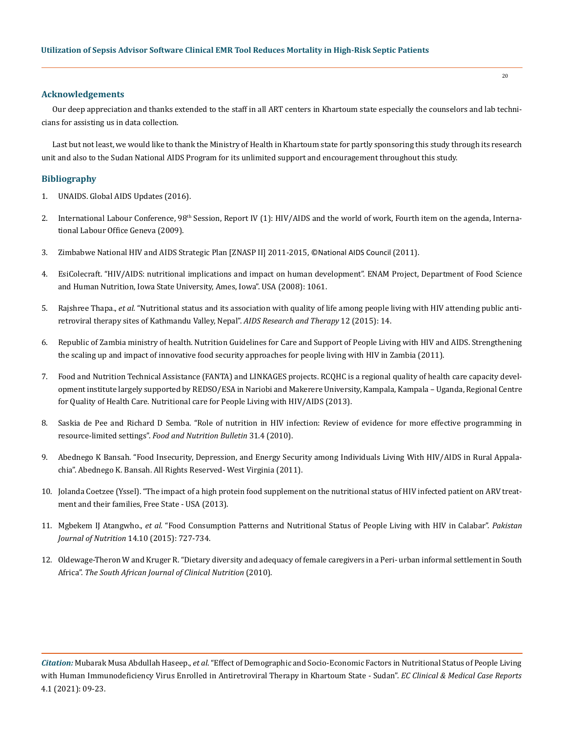## Acknowledgements

Our deep appreciation and thanks extended to the staff in all ART centers in Khartoum state especially the counselors and lab technicians for assisting us in data collection.

Last but not least, we would like to thank the Ministry of Health in Khartoum state for partly sponsoring this study through its research unit and also to the Sudan National AIDS Program for its unlimited support and encouragement throughout this study.

## Bibliography

1. UNAIDS. Global AIDS Updates (2016).
2. International Labour Conference, 98th Session, Report IV (1): HIV/AIDS and the world of work, Fourth item on the agenda, International Labour Office Geneva (2009).
3. Zimbabwe National HIV and AIDS Strategic Plan [ZNASP II] 2011-2015, ©National AIDS Council (2011).
4. EsiColecraft. "HIV/AIDS: nutritional implications and impact on human development". ENAM Project, Department of Food Science and Human Nutrition, Iowa State University, Ames, Iowa". USA (2008): 1061.
5. Rajshree Thapa., *et al*. "Nutritional status and its association with quality of life among people living with HIV attending public antiretroviral therapy sites of Kathmandu Valley, Nepal". *AIDS Research and Therapy* 12 (2015): 14.
6. Republic of Zambia ministry of health. Nutrition Guidelines for Care and Support of People Living with HIV and AIDS. Strengthening the scaling up and impact of innovative food security approaches for people living with HIV in Zambia (2011).
7. Food and Nutrition Technical Assistance (FANTA) and LINKAGES projects. RCQHC is a regional quality of health care capacity development institute largely supported by REDSO/ESA in Nariobi and Makerere University, Kampala, Kampala – Uganda, Regional Centre for Quality of Health Care. Nutritional care for People Living with HIV/AIDS (2013).
8. Saskia de Pee and Richard D Semba. "Role of nutrition in HIV infection: Review of evidence for more effective programming in resource-limited settings". *Food and Nutrition Bulletin* 31.4 (2010).
9. Abednego K Bansah. "Food Insecurity, Depression, and Energy Security among Individuals Living With HIV/AIDS in Rural Appalachia". Abednego K. Bansah. All Rights Reserved- West Virginia (2011).
10. Jolanda Coetzee (Yssel). "The impact of a high protein food supplement on the nutritional status of HIV infected patient on ARV treatment and their families, Free State - USA (2013).
11. Mgbekem IJ Atangwho., *et al*. "Food Consumption Patterns and Nutritional Status of People Living with HIV in Calabar". *Pakistan Journal of Nutrition* 14.10 (2015): 727-734.
12. Oldewage-Theron W and Kruger R. "Dietary diversity and adequacy of female caregivers in a Peri- urban informal settlement in South Africa". *The South African Journal of Clinical Nutrition* (2010).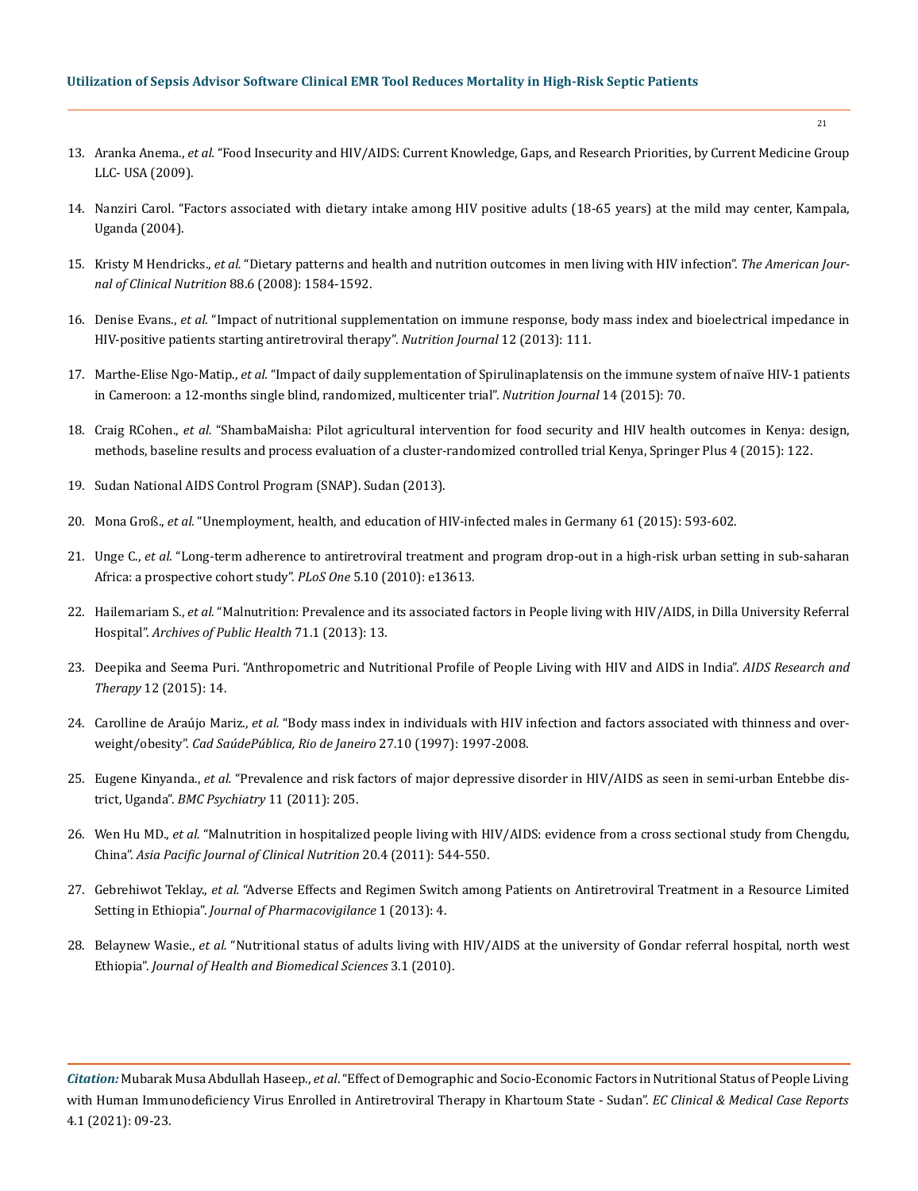13. Aranka Anema., *et al.* "Food Insecurity and HIV/AIDS: Current Knowledge, Gaps, and Research Priorities, by Current Medicine Group LLC- USA (2009).
14. Nanziri Carol. "Factors associated with dietary intake among HIV positive adults (18-65 years) at the mild may center, Kampala, Uganda (2004).
15. Kristy M Hendricks., *et al.* "Dietary patterns and health and nutrition outcomes in men living with HIV infection". *The American Journal of Clinical Nutrition* 88.6 (2008): 1584-1592.
16. Denise Evans., *et al.* "Impact of nutritional supplementation on immune response, body mass index and bioelectrical impedance in HIV-positive patients starting antiretroviral therapy". *Nutrition Journal* 12 (2013): 111.
17. Marthe-Elise Ngo-Matip., *et al.* "Impact of daily supplementation of Spirulinaplatensis on the immune system of naïve HIV-1 patients in Cameroon: a 12-months single blind, randomized, multicenter trial". *Nutrition Journal* 14 (2015): 70.
18. Craig RCohen., *et al.* "ShambaMaisha: Pilot agricultural intervention for food security and HIV health outcomes in Kenya: design, methods, baseline results and process evaluation of a cluster-randomized controlled trial Kenya, Springer Plus 4 (2015): 122.
19. Sudan National AIDS Control Program (SNAP). Sudan (2013).
20. Mona Groß., *et al.* "Unemployment, health, and education of HIV-infected males in Germany 61 (2015): 593-602.
21. Unge C., *et al.* "Long-term adherence to antiretroviral treatment and program drop-out in a high-risk urban setting in sub-saharan Africa: a prospective cohort study". *PLoS One* 5.10 (2010): e13613.
22. Hailemariam S., *et al.* "Malnutrition: Prevalence and its associated factors in People living with HIV/AIDS, in Dilla University Referral Hospital". *Archives of Public Health* 71.1 (2013): 13.
23. Deepika and Seema Puri. "Anthropometric and Nutritional Profile of People Living with HIV and AIDS in India". *AIDS Research and Therapy* 12 (2015): 14.
24. Carolline de Araújo Mariz., *et al.* "Body mass index in individuals with HIV infection and factors associated with thinness and overweight/obesity". *Cad SaúdePública, Rio de Janeiro* 27.10 (1997): 1997-2008.
25. Eugene Kinyanda., *et al.* "Prevalence and risk factors of major depressive disorder in HIV/AIDS as seen in semi-urban Entebbe district, Uganda". *BMC Psychiatry* 11 (2011): 205.
26. Wen Hu MD., *et al.* "Malnutrition in hospitalized people living with HIV/AIDS: evidence from a cross sectional study from Chengdu, China". *Asia Pacific Journal of Clinical Nutrition* 20.4 (2011): 544-550.
27. Gebrehiwot Teklay., *et al.* "Adverse Effects and Regimen Switch among Patients on Antiretroviral Treatment in a Resource Limited Setting in Ethiopia". *Journal of Pharmacovigilance* 1 (2013): 4.
28. Belaynew Wasie., *et al.* "Nutritional status of adults living with HIV/AIDS at the university of Gondar referral hospital, north west Ethiopia". *Journal of Health and Biomedical Sciences* 3.1 (2010).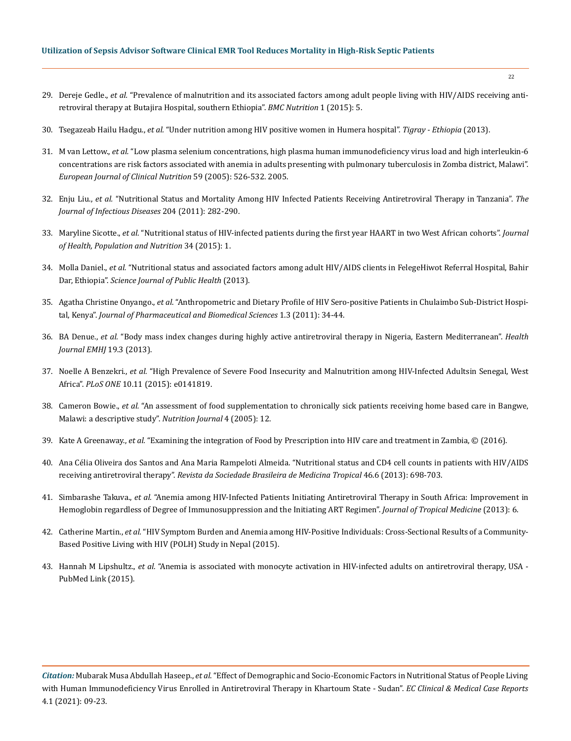29. Dereje Gedle., *et al.* "Prevalence of malnutrition and its associated factors among adult people living with HIV/AIDS receiving anti-retroviral therapy at Butajira Hospital, southern Ethiopia". *BMC Nutrition* 1 (2015): 5.

30. Tsegazeab Hailu Hadgu., *et al.* "Under nutrition among HIV positive women in Humera hospital". *Tigray - Ethiopia* (2013).

31. M van Lettow., *et al.* "Low plasma selenium concentrations, high plasma human immunodeficiency virus load and high interleukin-6 concentrations are risk factors associated with anemia in adults presenting with pulmonary tuberculosis in Zomba district, Malawi". *European Journal of Clinical Nutrition* 59 (2005): 526-532. 2005.

32. Enju Liu., *et al.* "Nutritional Status and Mortality Among HIV Infected Patients Receiving Antiretroviral Therapy in Tanzania". *The Journal of Infectious Diseases* 204 (2011): 282-290.

33. Maryline Sicotte., *et al.* "Nutritional status of HIV-infected patients during the first year HAART in two West African cohorts". *Journal of Health, Population and Nutrition* 34 (2015): 1.

34. Molla Daniel., *et al.* "Nutritional status and associated factors among adult HIV/AIDS clients in FelegeHiwot Referral Hospital, Bahir Dar, Ethiopia". *Science Journal of Public Health* (2013).

35. Agatha Christine Onyango., *et al.* "Anthropometric and Dietary Profile of HIV Sero-positive Patients in Chulaimbo Sub-District Hospital, Kenya". *Journal of Pharmaceutical and Biomedical Sciences* 1.3 (2011): 34-44.

36. BA Denue., *et al.* "Body mass index changes during highly active antiretroviral therapy in Nigeria, Eastern Mediterranean". *Health Journal EMHJ* 19.3 (2013).

37. Noelle A Benzekri., *et al.* "High Prevalence of Severe Food Insecurity and Malnutrition among HIV-Infected Adultsin Senegal, West Africa". *PLoS ONE* 10.11 (2015): e0141819.

38. Cameron Bowie., *et al.* "An assessment of food supplementation to chronically sick patients receiving home based care in Bangwe, Malawi: a descriptive study". *Nutrition Journal* 4 (2005): 12.

39. Kate A Greenaway., *et al.* "Examining the integration of Food by Prescription into HIV care and treatment in Zambia, © (2016).

40. Ana Célia Oliveira dos Santos and Ana Maria Rampeloti Almeida. "Nutritional status and CD4 cell counts in patients with HIV/AIDS receiving antiretroviral therapy". *Revista da Sociedade Brasileira de Medicina Tropical* 46.6 (2013): 698-703.

41. Simbarashe Takuva., *et al.* "Anemia among HIV-Infected Patients Initiating Antiretroviral Therapy in South Africa: Improvement in Hemoglobin regardless of Degree of Immunosuppression and the Initiating ART Regimen". *Journal of Tropical Medicine* (2013): 6.

42. Catherine Martin., *et al.* "HIV Symptom Burden and Anemia among HIV-Positive Individuals: Cross-Sectional Results of a Community-Based Positive Living with HIV (POLH) Study in Nepal (2015).

43. Hannah M Lipshultz., *et al.* "Anemia is associated with monocyte activation in HIV-infected adults on antiretroviral therapy, USA - PubMed Link (2015).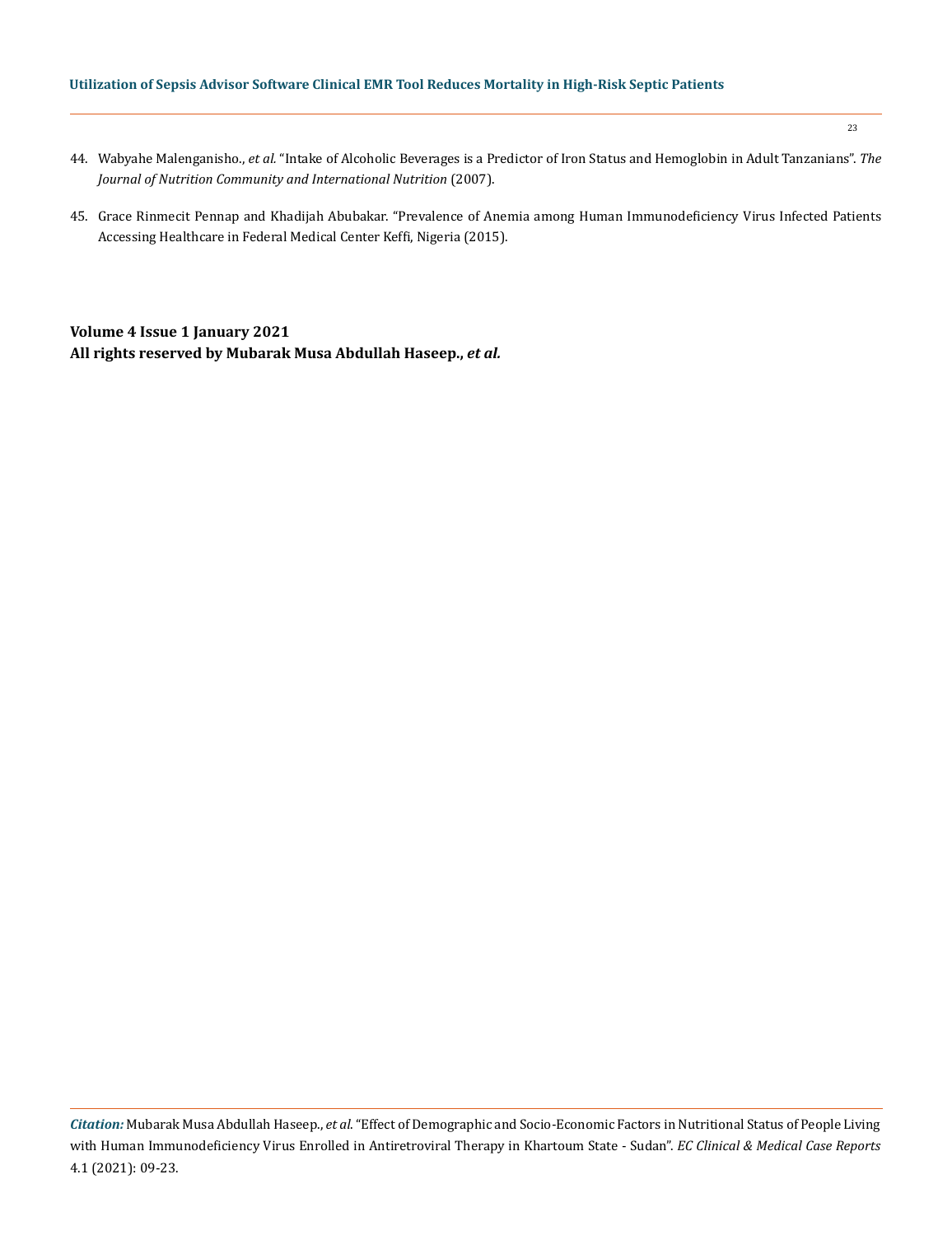44. Wabyahe Malenganisho., *et al.* "Intake of Alcoholic Beverages is a Predictor of Iron Status and Hemoglobin in Adult Tanzanians". *The Journal of Nutrition Community and International Nutrition* (2007).

45. Grace Rinmecit Pennap and Khadijah Abubakar. "Prevalence of Anemia among Human Immunodeficiency Virus Infected Patients Accessing Healthcare in Federal Medical Center Keffi, Nigeria (2015).

**Volume 4 Issue 1 January 2021**
**All rights reserved by Mubarak Musa Abdullah Haseep., *et al.***